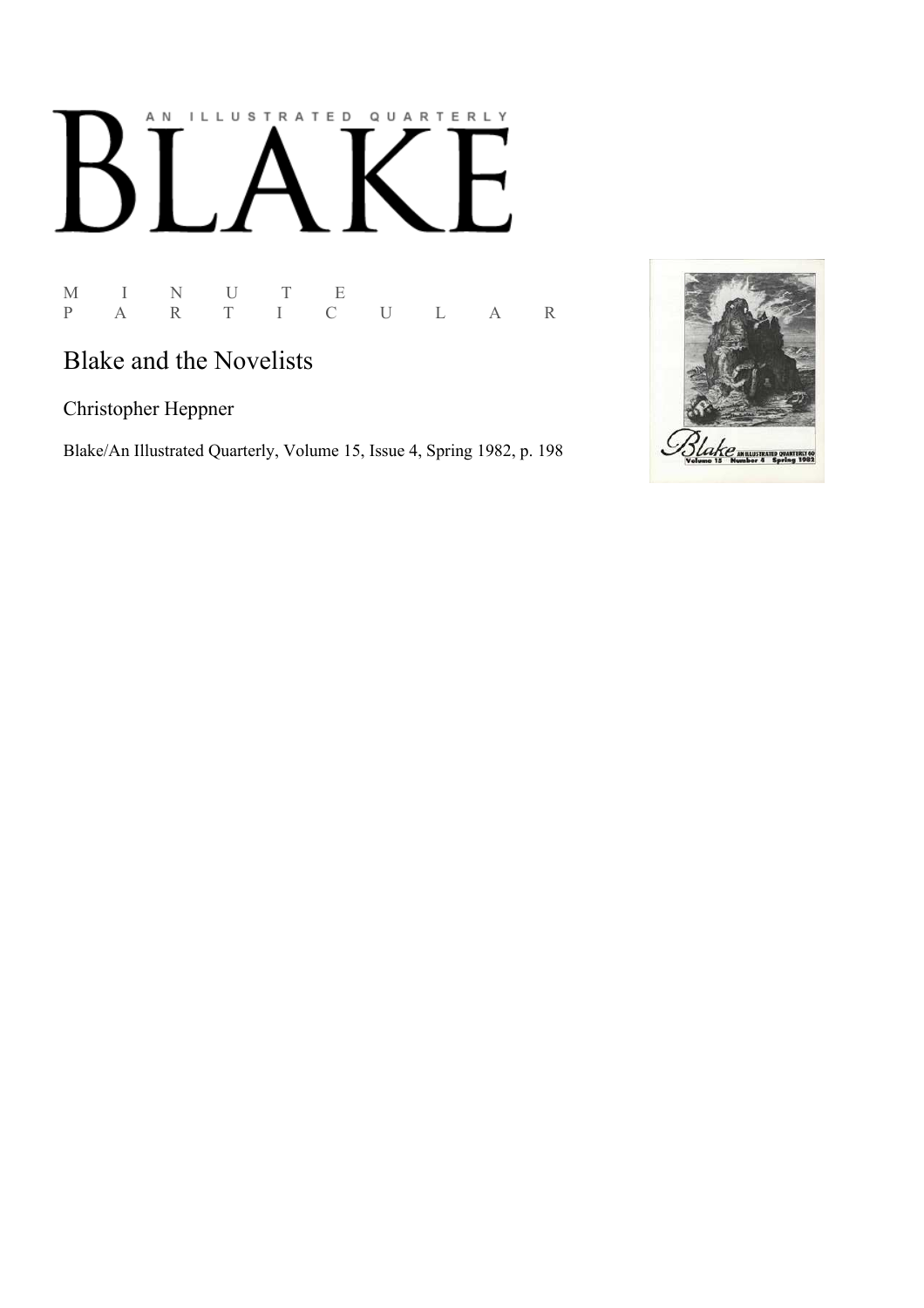A N I L L U S T R A T E D Q U A R T E R L Y

# BLAKE

M I N U T E
P A R T I C U L A R

## Blake and the Novelists

Christopher Heppner

Blake/An Illustrated Quarterly, Volume 15, Issue 4, Spring 1982, p. 198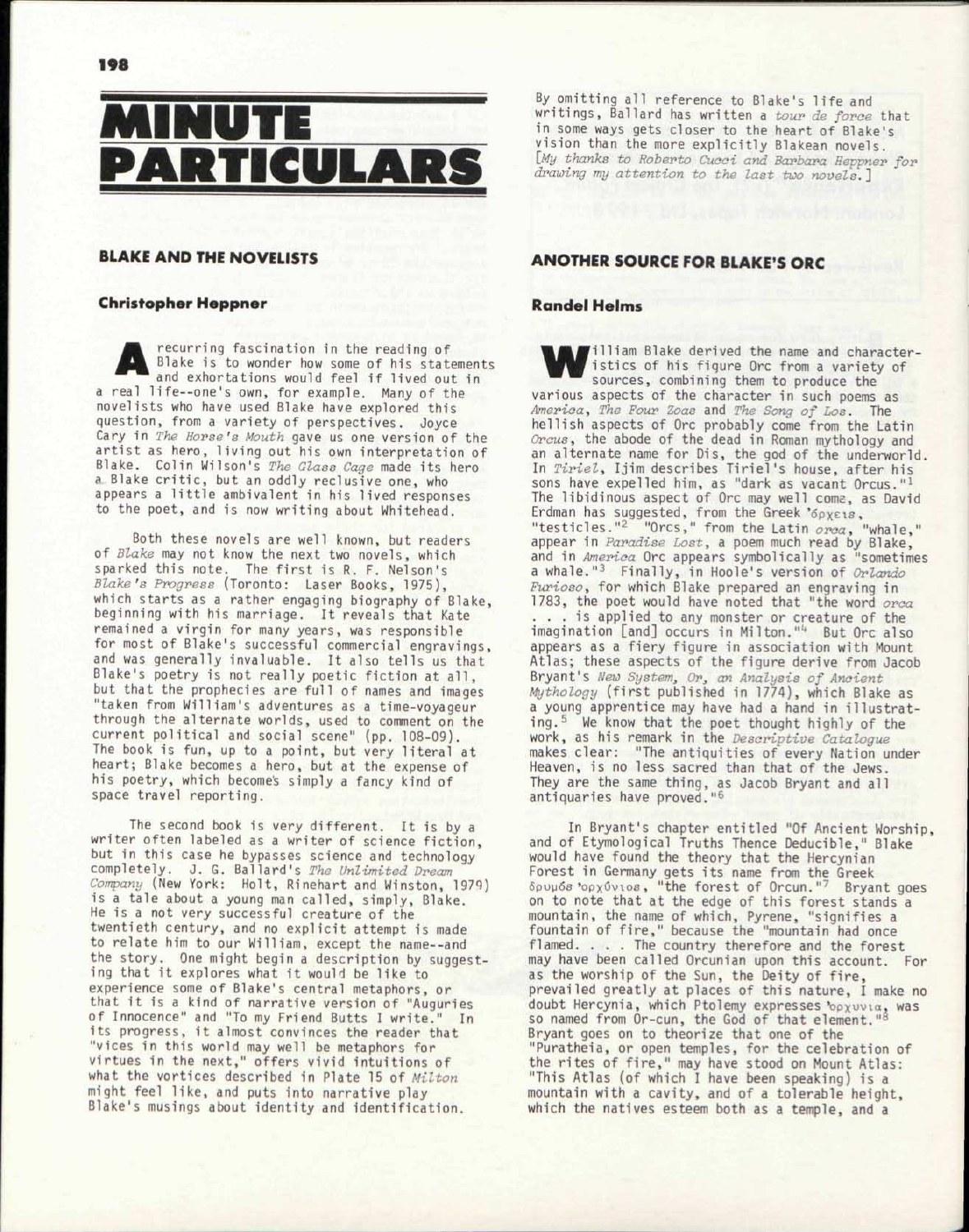# MINUTE PARTICULARS

## BLAKE AND THE NOVELISTS

### Christopher Heppner

A recurring fascination in the reading of Blake is to wonder how some of his statements and exhortations would feel if lived out in a real life--one's own, for example. Many of the novelists who have used Blake have explored this question, from a variety of perspectives. Joyce Cary in *The Horse's Mouth* gave us one version of the artist as hero, living out his own interpretation of Blake. Colin Wilson's *The Glass Cage* made its hero a Blake critic, but an oddly reclusive one, who appears a little ambivalent in his lived responses to the poet, and is now writing about Whitehead.

Both these novels are well known, but readers of *Blake* may not know the next two novels, which sparked this note. The first is R. F. Nelson's *Blake's Progress* (Toronto: Laser Books, 1975), which starts as a rather engaging biography of Blake, beginning with his marriage. It reveals that Kate remained a virgin for many years, was responsible for most of Blake's successful commercial engravings, and was generally invaluable. It also tells us that Blake's poetry is not really poetic fiction at all, but that the prophecies are full of names and images "taken from William's adventures as a time-voyageur through the alternate worlds, used to comment on the current political and social scene" (pp. 108-09). The book is fun, up to a point, but very literal at heart; Blake becomes a hero, but at the expense of his poetry, which becomes simply a fancy kind of space travel reporting.

The second book is very different. It is by a writer often labeled as a writer of science fiction, but in this case he bypasses science and technology completely. J. G. Ballard's *The Unlimited Dream Company* (New York: Holt, Rinehart and Winston, 1979) is a tale about a young man called, simply, Blake. He is a not very successful creature of the twentieth century, and no explicit attempt is made to relate him to our William, except the name--and the story. One might begin a description by suggesting that it explores what it would be like to experience some of Blake's central metaphors, or that it is a kind of narrative version of "Auguries of Innocence" and "To my Friend Butts I write." In its progress, it almost convinces the reader that "vices in this world may well be metaphors for virtues in the next," offers vivid intuitions of what the vortices described in Plate 15 of *Milton* might feel like, and puts into narrative play Blake's musings about identity and identification. By omitting all reference to Blake's life and writings, Ballard has written a *tour de force* that in some ways gets closer to the heart of Blake's vision than the more explicitly Blakean novels. [*My thanks to Roberto Cucci and Barbara Heppner for drawing my attention to the last two novels.*]

## ANOTHER SOURCE FOR BLAKE'S ORC

### Randel Helms

William Blake derived the name and characteristics of his figure Orc from a variety of sources, combining them to produce the various aspects of the character in such poems as *America*, *The Four Zoas* and *The Song of Los*. The hellish aspects of Orc probably come from the Latin *Orcus*, the abode of the dead in Roman mythology and an alternate name for Dis, the god of the underworld. In *Tiriel*, Ijim describes Tiriel's house, after his sons have expelled him, as "dark as vacant Orcus."[1] The libidinous aspect of Orc may well come, as David Erdman has suggested, from the Greek 'όρχεις, "testicles."[2] "Orcs," from the Latin *orca*, "whale," appear in *Paradise Lost*, a poem much read by Blake, and in *America* Orc appears symbolically as "sometimes a whale."[3] Finally, in Hoole's version of *Orlando Furioso*, for which Blake prepared an engraving in 1783, the poet would have noted that "the word *orca* . . . is applied to any monster or creature of the imagination [and] occurs in Milton."[4] But Orc also appears as a fiery figure in association with Mount Atlas; these aspects of the figure derive from Jacob Bryant's *New System, Or, an Analysis of Ancient Mythology* (first published in 1774), which Blake as a young apprentice may have had a hand in illustrating.[5] We know that the poet thought highly of the work, as his remark in the *Descriptive Catalogue* makes clear: "The antiquities of every Nation under Heaven, is no less sacred than that of the Jews. They are the same thing, as Jacob Bryant and all antiquaries have proved."[6]

In Bryant's chapter entitled "Of Ancient Worship, and of Etymological Truths Thence Deducible," Blake would have found the theory that the Hercynian Forest in Germany gets its name from the Greek δρυμὸς 'ορχύνιος, "the forest of Orcun."[7] Bryant goes on to note that at the edge of this forest stands a mountain, the name of which, Pyrene, "signifies a fountain of fire," because the "mountain had once flamed. . . . The country therefore and the forest may have been called Orcunian upon this account. For as the worship of the Sun, the Deity of fire, prevailed greatly at places of this nature, I make no doubt Hercynia, which Ptolemy expresses 'ορχυνια, was so named from Or-cun, the God of that element."[8] Bryant goes on to theorize that one of the "Puratheia, or open temples, for the celebration of the rites of fire," may have stood on Mount Atlas: "This Atlas (of which I have been speaking) is a mountain with a cavity, and of a tolerable height, which the natives esteem both as a temple, and a